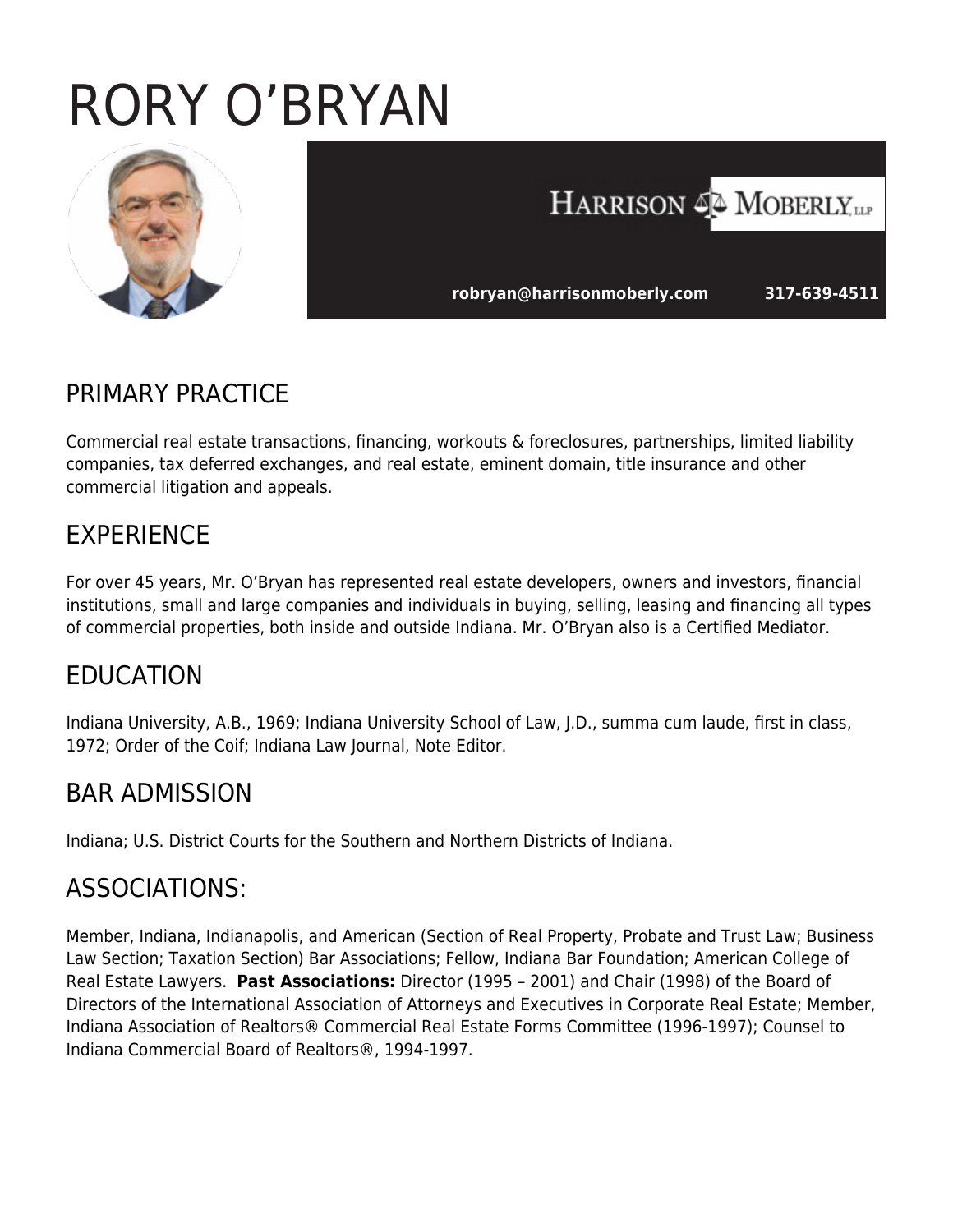# RORY O'BRYAN

HARRISON MOBERLY, LLP

robryan@harrisonmoberly.com 317-639-4511

## PRIMARY PRACTICE

Commercial real estate transactions, financing, workouts & foreclosures, partnerships, limited liability companies, tax deferred exchanges, and real estate, eminent domain, title insurance and other commercial litigation and appeals.

## EXPERIENCE

For over 45 years, Mr. O'Bryan has represented real estate developers, owners and investors, financial institutions, small and large companies and individuals in buying, selling, leasing and financing all types of commercial properties, both inside and outside Indiana. Mr. O'Bryan also is a Certified Mediator.

## EDUCATION

Indiana University, A.B., 1969; Indiana University School of Law, J.D., summa cum laude, first in class, 1972; Order of the Coif; Indiana Law Journal, Note Editor.

## BAR ADMISSION

Indiana; U.S. District Courts for the Southern and Northern Districts of Indiana.

## ASSOCIATIONS:

Member, Indiana, Indianapolis, and American (Section of Real Property, Probate and Trust Law; Business Law Section; Taxation Section) Bar Associations; Fellow, Indiana Bar Foundation; American College of Real Estate Lawyers. **Past Associations:** Director (1995 – 2001) and Chair (1998) of the Board of Directors of the International Association of Attorneys and Executives in Corporate Real Estate; Member, Indiana Association of Realtors® Commercial Real Estate Forms Committee (1996-1997); Counsel to Indiana Commercial Board of Realtors®, 1994-1997.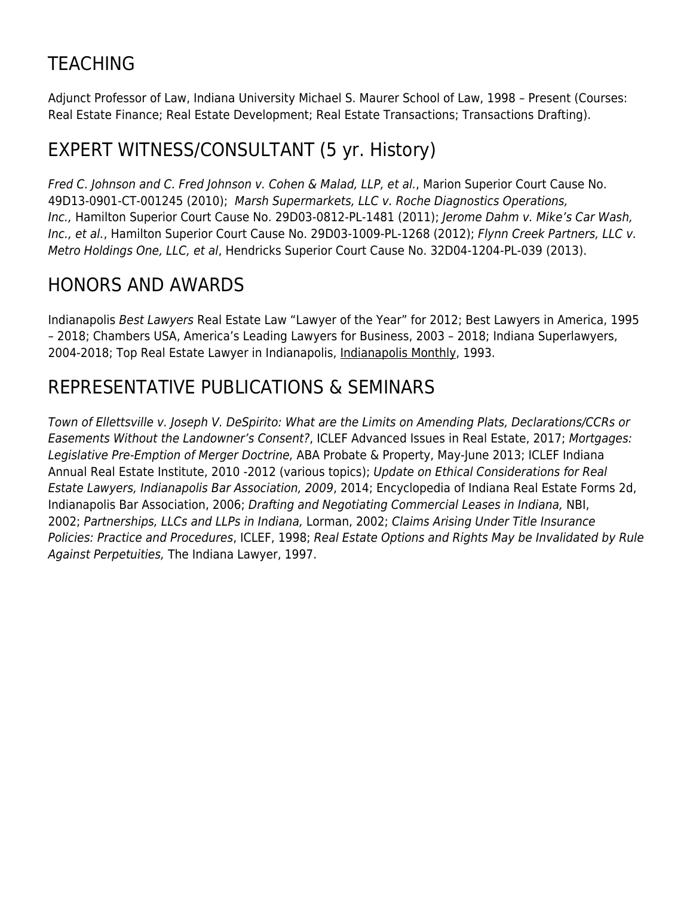## TEACHING

Adjunct Professor of Law, Indiana University Michael S. Maurer School of Law, 1998 – Present (Courses: Real Estate Finance; Real Estate Development; Real Estate Transactions; Transactions Drafting).

## EXPERT WITNESS/CONSULTANT (5 yr. History)

*Fred C. Johnson and C. Fred Johnson v. Cohen & Malad, LLP, et al.*, Marion Superior Court Cause No. 49D13-0901-CT-001245 (2010); *Marsh Supermarkets, LLC v. Roche Diagnostics Operations, Inc.,* Hamilton Superior Court Cause No. 29D03-0812-PL-1481 (2011); *Jerome Dahm v. Mike's Car Wash, Inc., et al.*, Hamilton Superior Court Cause No. 29D03-1009-PL-1268 (2012); *Flynn Creek Partners, LLC v. Metro Holdings One, LLC, et al*, Hendricks Superior Court Cause No. 32D04-1204-PL-039 (2013).

## HONORS AND AWARDS

Indianapolis *Best Lawyers* Real Estate Law "Lawyer of the Year" for 2012; Best Lawyers in America, 1995 – 2018; Chambers USA, America's Leading Lawyers for Business, 2003 – 2018; Indiana Superlawyers, 2004-2018; Top Real Estate Lawyer in Indianapolis, Indianapolis Monthly, 1993.

## REPRESENTATIVE PUBLICATIONS & SEMINARS

*Town of Ellettsville v. Joseph V. DeSpirito: What are the Limits on Amending Plats, Declarations/CCRs or Easements Without the Landowner's Consent?*, ICLEF Advanced Issues in Real Estate, 2017; *Mortgages: Legislative Pre-Emption of Merger Doctrine,* ABA Probate & Property, May-June 2013; ICLEF Indiana Annual Real Estate Institute, 2010 -2012 (various topics); *Update on Ethical Considerations for Real Estate Lawyers, Indianapolis Bar Association, 2009*, 2014; Encyclopedia of Indiana Real Estate Forms 2d, Indianapolis Bar Association, 2006; *Drafting and Negotiating Commercial Leases in Indiana,* NBI, 2002; *Partnerships, LLCs and LLPs in Indiana,* Lorman, 2002; *Claims Arising Under Title Insurance Policies: Practice and Procedures*, ICLEF, 1998; *Real Estate Options and Rights May be Invalidated by Rule Against Perpetuities,* The Indiana Lawyer, 1997.